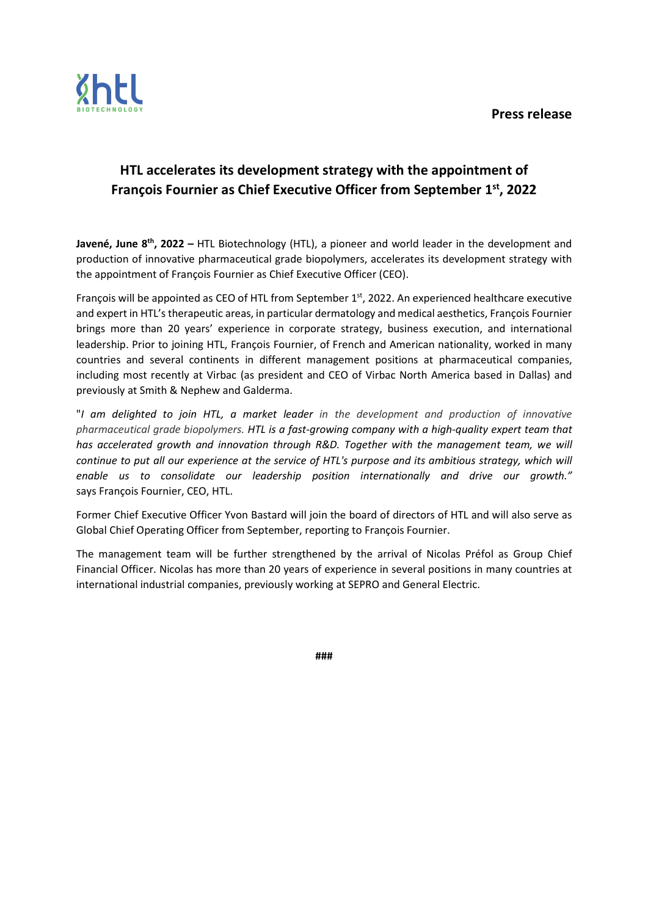**Press release**

# HTL accelerates its development strategy with the appointment of François Fournier as Chief Executive Officer from September 1st, 2022

**Javené, June 8th, 2022 –** HTL Biotechnology (HTL), a pioneer and world leader in the development and production of innovative pharmaceutical grade biopolymers, accelerates its development strategy with the appointment of François Fournier as Chief Executive Officer (CEO).

François will be appointed as CEO of HTL from September 1st, 2022. An experienced healthcare executive and expert in HTL's therapeutic areas, in particular dermatology and medical aesthetics, François Fournier brings more than 20 years' experience in corporate strategy, business execution, and international leadership. Prior to joining HTL, François Fournier, of French and American nationality, worked in many countries and several continents in different management positions at pharmaceutical companies, including most recently at Virbac (as president and CEO of Virbac North America based in Dallas) and previously at Smith & Nephew and Galderma.

"*I am delighted to join HTL, a market leader in the development and production of innovative pharmaceutical grade biopolymers. HTL is a fast-growing company with a high-quality expert team that has accelerated growth and innovation through R&D. Together with the management team, we will continue to put all our experience at the service of HTL's purpose and its ambitious strategy, which will enable us to consolidate our leadership position internationally and drive our growth.*" says François Fournier, CEO, HTL.

Former Chief Executive Officer Yvon Bastard will join the board of directors of HTL and will also serve as Global Chief Operating Officer from September, reporting to François Fournier.

The management team will be further strengthened by the arrival of Nicolas Préfol as Group Chief Financial Officer. Nicolas has more than 20 years of experience in several positions in many countries at international industrial companies, previously working at SEPRO and General Electric.

###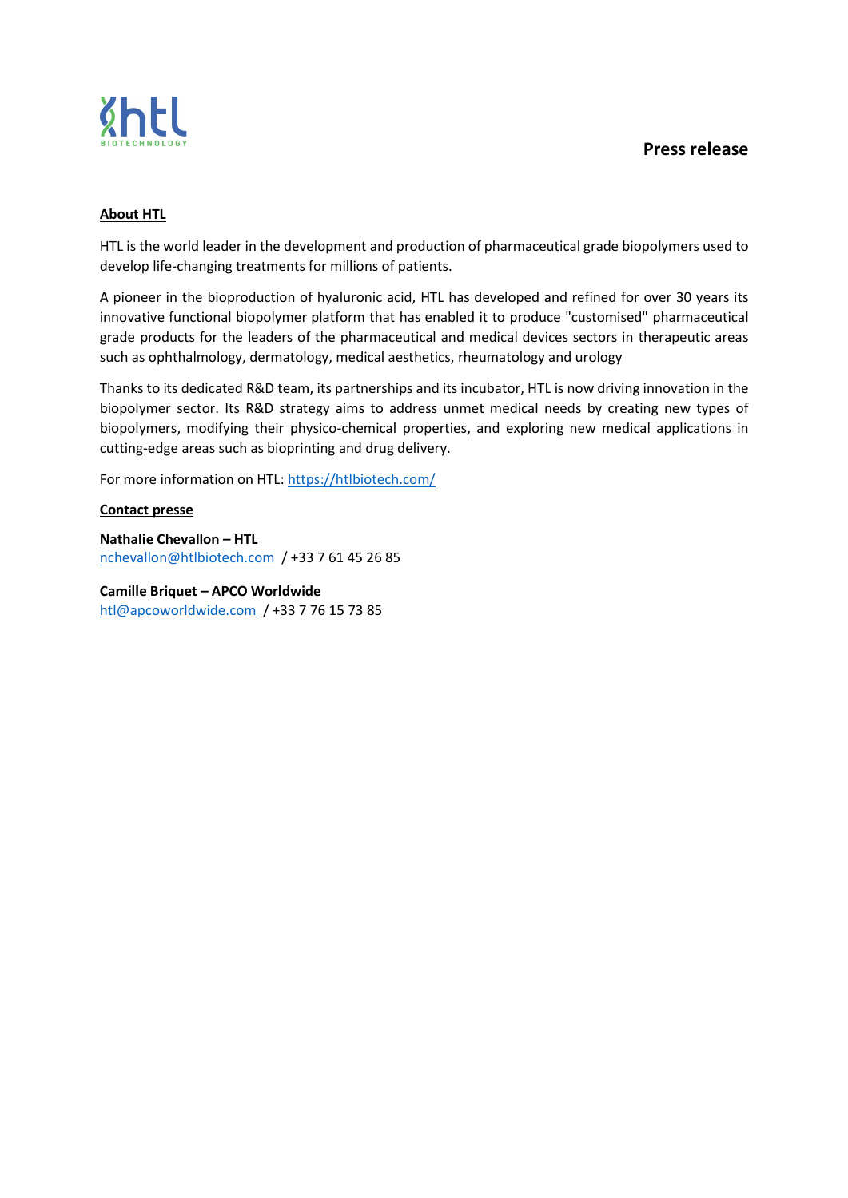**Press release**

**About HTL**

HTL is the world leader in the development and production of pharmaceutical grade biopolymers used to develop life-changing treatments for millions of patients.

A pioneer in the bioproduction of hyaluronic acid, HTL has developed and refined for over 30 years its innovative functional biopolymer platform that has enabled it to produce "customised" pharmaceutical grade products for the leaders of the pharmaceutical and medical devices sectors in therapeutic areas such as ophthalmology, dermatology, medical aesthetics, rheumatology and urology

Thanks to its dedicated R&D team, its partnerships and its incubator, HTL is now driving innovation in the biopolymer sector. Its R&D strategy aims to address unmet medical needs by creating new types of biopolymers, modifying their physico-chemical properties, and exploring new medical applications in cutting-edge areas such as bioprinting and drug delivery.

For more information on HTL: https://htlbiotech.com/

**Contact presse**

**Nathalie Chevallon – HTL**
nchevallon@htlbiotech.com / +33 7 61 45 26 85

**Camille Briquet – APCO Worldwide**
htl@apcoworldwide.com / +33 7 76 15 73 85